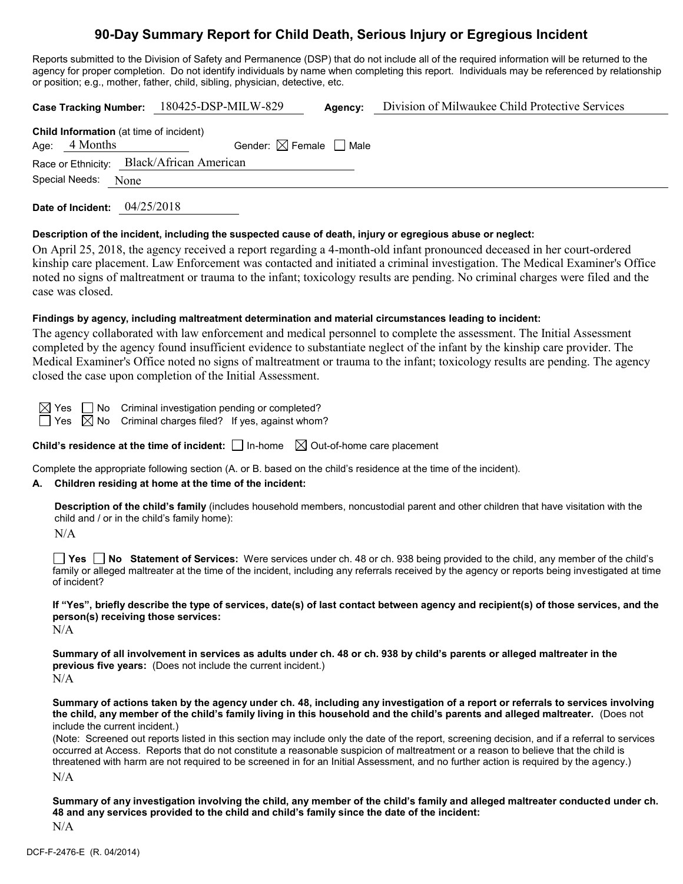# 90-Day Summary Report for Child Death, Serious Injury or Egregious Incident

Reports submitted to the Division of Safety and Permanence (DSP) that do not include all of the required information will be returned to the agency for proper completion. Do not identify individuals by name when completing this report. Individuals may be referenced by relationship or position; e.g., mother, father, child, sibling, physician, detective, etc.

**Case Tracking Number:** 180425-DSP-MILW-829 **Agency:** Division of Milwaukee Child Protective Services

**Child Information** (at time of incident)

Age: 4 Months Gender: ☒ Female ☐ Male

Race or Ethnicity: Black/African American

Special Needs: None

**Date of Incident:** 04/25/2018

**Description of the incident, including the suspected cause of death, injury or egregious abuse or neglect:**

On April 25, 2018, the agency received a report regarding a 4-month-old infant pronounced deceased in her court-ordered kinship care placement. Law Enforcement was contacted and initiated a criminal investigation. The Medical Examiner's Office noted no signs of maltreatment or trauma to the infant; toxicology results are pending. No criminal charges were filed and the case was closed.

**Findings by agency, including maltreatment determination and material circumstances leading to incident:**

The agency collaborated with law enforcement and medical personnel to complete the assessment. The Initial Assessment completed by the agency found insufficient evidence to substantiate neglect of the infant by the kinship care provider. The Medical Examiner's Office noted no signs of maltreatment or trauma to the infant; toxicology results are pending. The agency closed the case upon completion of the Initial Assessment.

☒ Yes ☐ No Criminal investigation pending or completed?

☐ Yes ☒ No Criminal charges filed? If yes, against whom?

**Child's residence at the time of incident:** ☐ In-home ☒ Out-of-home care placement

Complete the appropriate following section (A. or B. based on the child's residence at the time of the incident).

**A. Children residing at home at the time of the incident:**

**Description of the child's family** (includes household members, noncustodial parent and other children that have visitation with the child and / or in the child's family home):

N/A

☐ **Yes** ☐ **No Statement of Services:** Were services under ch. 48 or ch. 938 being provided to the child, any member of the child's family or alleged maltreater at the time of the incident, including any referrals received by the agency or reports being investigated at time of incident?

**If "Yes", briefly describe the type of services, date(s) of last contact between agency and recipient(s) of those services, and the person(s) receiving those services:**

N/A

**Summary of all involvement in services as adults under ch. 48 or ch. 938 by child's parents or alleged maltreater in the previous five years:** (Does not include the current incident.)

N/A

**Summary of actions taken by the agency under ch. 48, including any investigation of a report or referrals to services involving the child, any member of the child's family living in this household and the child's parents and alleged maltreater.** (Does not include the current incident.)

(Note: Screened out reports listed in this section may include only the date of the report, screening decision, and if a referral to services occurred at Access. Reports that do not constitute a reasonable suspicion of maltreatment or a reason to believe that the child is threatened with harm are not required to be screened in for an Initial Assessment, and no further action is required by the agency.)

N/A

**Summary of any investigation involving the child, any member of the child's family and alleged maltreater conducted under ch. 48 and any services provided to the child and child's family since the date of the incident:**

N/A

DCF-F-2476-E (R. 04/2014)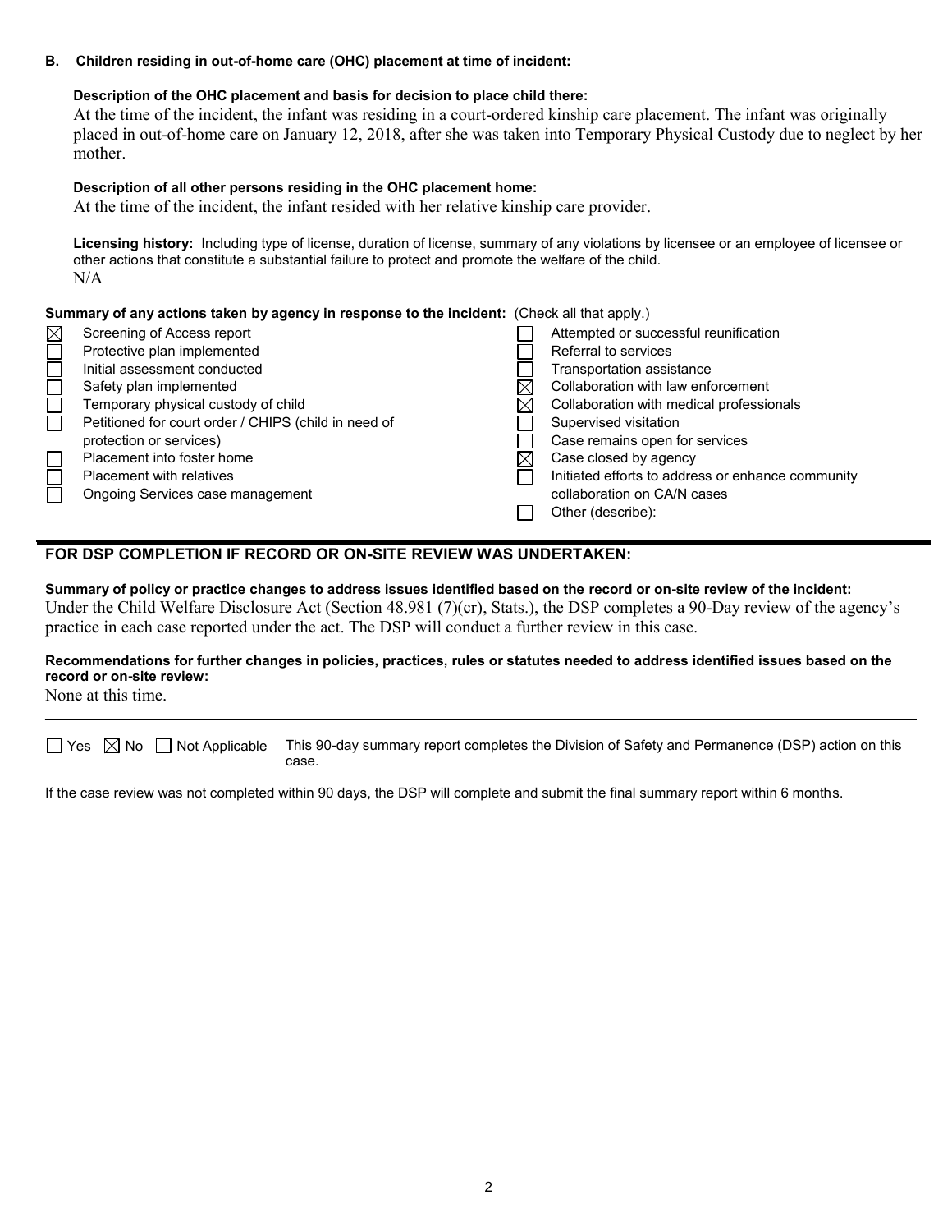**B. Children residing in out-of-home care (OHC) placement at time of incident:**

**Description of the OHC placement and basis for decision to place child there:**

At the time of the incident, the infant was residing in a court-ordered kinship care placement. The infant was originally placed in out-of-home care on January 12, 2018, after she was taken into Temporary Physical Custody due to neglect by her mother.

**Description of all other persons residing in the OHC placement home:**

At the time of the incident, the infant resided with her relative kinship care provider.

**Licensing history:** Including type of license, duration of license, summary of any violations by licensee or an employee of licensee or other actions that constitute a substantial failure to protect and promote the welfare of the child.

N/A

**Summary of any actions taken by agency in response to the incident:** (Check all that apply.)

- ☒ Screening of Access report
- ☐ Protective plan implemented
- ☐ Initial assessment conducted
- ☐ Safety plan implemented
- ☐ Temporary physical custody of child
- ☐ Petitioned for court order / CHIPS (child in need of protection or services)
- ☐ Placement into foster home
- ☐ Placement with relatives
- ☐ Ongoing Services case management
- ☐ Attempted or successful reunification
- ☐ Referral to services
- ☐ Transportation assistance
- ☒ Collaboration with law enforcement
- ☒ Collaboration with medical professionals
- ☐ Supervised visitation
- ☐ Case remains open for services
- ☒ Case closed by agency
- ☐ Initiated efforts to address or enhance community collaboration on CA/N cases
- ☐ Other (describe):

## FOR DSP COMPLETION IF RECORD OR ON-SITE REVIEW WAS UNDERTAKEN:

**Summary of policy or practice changes to address issues identified based on the record or on-site review of the incident:**

Under the Child Welfare Disclosure Act (Section 48.981 (7)(cr), Stats.), the DSP completes a 90-Day review of the agency's practice in each case reported under the act. The DSP will conduct a further review in this case.

**Recommendations for further changes in policies, practices, rules or statutes needed to address identified issues based on the record or on-site review:**

None at this time.

---

☐ Yes ☒ No ☐ Not Applicable This 90-day summary report completes the Division of Safety and Permanence (DSP) action on this case.

If the case review was not completed within 90 days, the DSP will complete and submit the final summary report within 6 months.